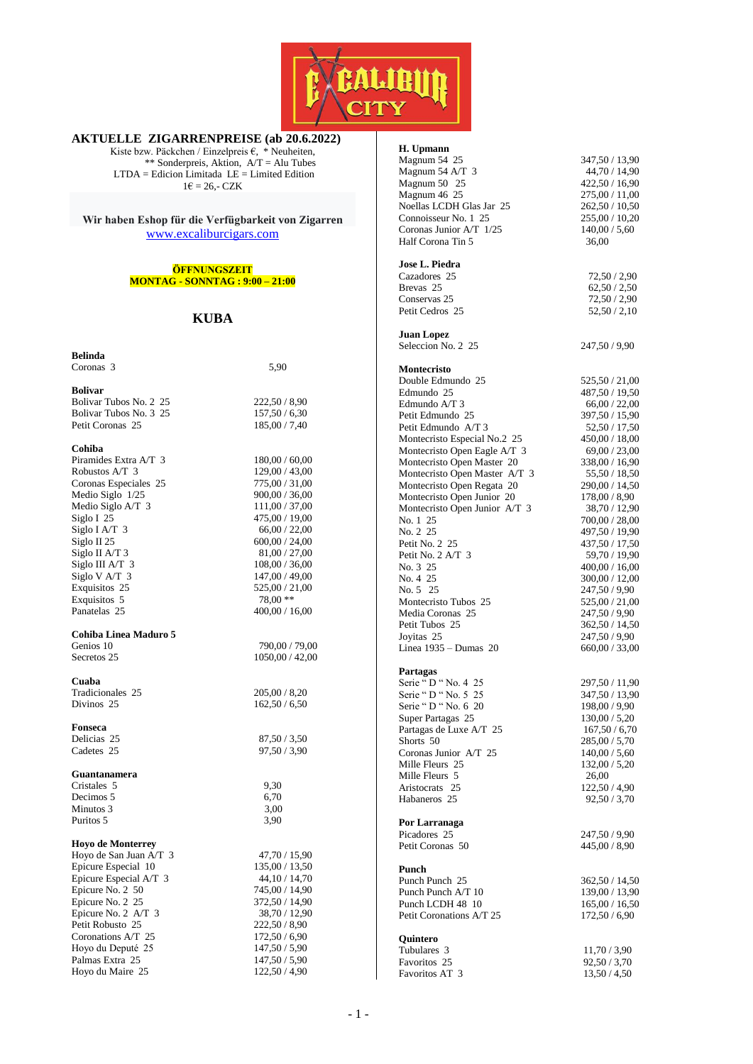## AKTUELLE ZIGARRENPREISE (ab 20.6.2022)

Kiste bzw. Päckchen / Einzelpreis €, * Neuheiten,
** Sonderpreis, Aktion, A/T = Alu Tubes
LTDA = Edicion Limitada LE = Limited Edition
1€ = 26,- CZK

**Wir haben Eshop für die Verfügbarkeit von Zigarren**
www.excaliburcigars.com

**ÖFFNUNGSZEIT**
**MONTAG - SONNTAG : 9:00 – 21:00**

## KUBA

**Belinda**

| | |
|---|---|
| Coronas 3 | 5,90 |

**Bolivar**

| | |
|---|---|
| Bolivar Tubos No. 2 25 | 222,50 / 8,90 |
| Bolivar Tubos No. 3 25 | 157,50 / 6,30 |
| Petit Coronas 25 | 185,00 / 7,40 |

**Cohiba**

| | |
|---|---|
| Piramides Extra A/T 3 | 180,00 / 60,00 |
| Robustos A/T 3 | 129,00 / 43,00 |
| Coronas Especiales 25 | 775,00 / 31,00 |
| Medio Siglo 1/25 | 900,00 / 36,00 |
| Medio Siglo A/T 3 | 111,00 / 37,00 |
| Siglo I 25 | 475,00 / 19,00 |
| Siglo I A/T 3 | 66,00 / 22,00 |
| Siglo II 25 | 600,00 / 24,00 |
| Siglo II A/T 3 | 81,00 / 27,00 |
| Siglo III A/T 3 | 108,00 / 36,00 |
| Siglo V A/T 3 | 147,00 / 49,00 |
| Exquisitos 25 | 525,00 / 21,00 |
| Exquisitos 5 | 78,00 ** |
| Panatelas 25 | 400,00 / 16,00 |

**Cohiba Linea Maduro 5**

| | |
|---|---|
| Genios 10 | 790,00 / 79,00 |
| Secretos 25 | 1050,00 / 42,00 |

**Cuaba**

| | |
|---|---|
| Tradicionales 25 | 205,00 / 8,20 |
| Divinos 25 | 162,50 / 6,50 |

**Fonseca**

| | |
|---|---|
| Delicias 25 | 87,50 / 3,50 |
| Cadetes 25 | 97,50 / 3,90 |

**Guantanamera**

| | |
|---|---|
| Cristales 5 | 9,30 |
| Decimos 5 | 6,70 |
| Minutos 3 | 3,00 |
| Puritos 5 | 3,90 |

**Hoyo de Monterrey**

| | |
|---|---|
| Hoyo de San Juan A/T 3 | 47,70 / 15,90 |
| Epicure Especial 10 | 135,00 / 13,50 |
| Epicure Especial A/T 3 | 44,10 / 14,70 |
| Epicure No. 2 50 | 745,00 / 14,90 |
| Epicure No. 2 25 | 372,50 / 14,90 |
| Epicure No. 2 A/T 3 | 38,70 / 12,90 |
| Petit Robusto 25 | 222,50 / 8,90 |
| Coronations A/T 25 | 172,50 / 6,90 |
| Hoyo du Deputé 25 | 147,50 / 5,90 |
| Palmas Extra 25 | 147,50 / 5,90 |
| Hoyo du Maire 25 | 122,50 / 4,90 |

**H. Upmann**

| | |
|---|---|
| Magnum 54 25 | 347,50 / 13,90 |
| Magnum 54 A/T 3 | 44,70 / 14,90 |
| Magnum 50 25 | 422,50 / 16,90 |
| Magnum 46 25 | 275,00 / 11,00 |
| Noellas LCDH Glas Jar 25 | 262,50 / 10,50 |
| Connoisseur No. 1 25 | 255,00 / 10,20 |
| Coronas Junior A/T 1/25 | 140,00 / 5,60 |
| Half Corona Tin 5 | 36,00 |

**Jose L. Piedra**

| | |
|---|---|
| Cazadores 25 | 72,50 / 2,90 |
| Brevas 25 | 62,50 / 2,50 |
| Conservas 25 | 72,50 / 2,90 |
| Petit Cedros 25 | 52,50 / 2,10 |

**Juan Lopez**

| | |
|---|---|
| Seleccion No. 2 25 | 247,50 / 9,90 |

**Montecristo**

| | |
|---|---|
| Double Edmundo 25 | 525,50 / 21,00 |
| Edmundo 25 | 487,50 / 19,50 |
| Edmundo A/T 3 | 66,00 / 22,00 |
| Petit Edmundo 25 | 397,50 / 15,90 |
| Petit Edmundo A/T 3 | 52,50 / 17,50 |
| Montecristo Especial No.2 25 | 450,00 / 18,00 |
| Montecristo Open Eagle A/T 3 | 69,00 / 23,00 |
| Montecristo Open Master 20 | 338,00 / 16,90 |
| Montecristo Open Master A/T 3 | 55,50 / 18,50 |
| Montecristo Open Regata 20 | 290,00 / 14,50 |
| Montecristo Open Junior 20 | 178,00 / 8,90 |
| Montecristo Open Junior A/T 3 | 38,70 / 12,90 |
| No. 1 25 | 700,00 / 28,00 |
| No. 2 25 | 497,50 / 19,90 |
| Petit No. 2 25 | 437,50 / 17,50 |
| Petit No. 2 A/T 3 | 59,70 / 19,90 |
| No. 3 25 | 400,00 / 16,00 |
| No. 4 25 | 300,00 / 12,00 |
| No. 5 25 | 247,50 / 9,90 |
| Montecristo Tubos 25 | 525,00 / 21,00 |
| Media Coronas 25 | 247,50 / 9,90 |
| Petit Tubos 25 | 362,50 / 14,50 |
| Joyitas 25 | 247,50 / 9,90 |
| Linea 1935 – Dumas 20 | 660,00 / 33,00 |

**Partagas**

| | |
|---|---|
| Serie " D " No. 4 25 | 297,50 / 11,90 |
| Serie " D " No. 5 25 | 347,50 / 13,90 |
| Serie " D " No. 6 20 | 198,00 / 9,90 |
| Super Partagas 25 | 130,00 / 5,20 |
| Partagas de Luxe A/T 25 | 167,50 / 6,70 |
| Shorts 50 | 285,00 / 5,70 |
| Coronas Junior A/T 25 | 140,00 / 5,60 |
| Mille Fleurs 25 | 132,00 / 5,20 |
| Mille Fleurs 5 | 26,00 |
| Aristocrats 25 | 122,50 / 4,90 |
| Habaneros 25 | 92,50 / 3,70 |

**Por Larranaga**

| | |
|---|---|
| Picadores 25 | 247,50 / 9,90 |
| Petit Coronas 50 | 445,00 / 8,90 |

**Punch**

| | |
|---|---|
| Punch Punch 25 | 362,50 / 14,50 |
| Punch Punch A/T 10 | 139,00 / 13,90 |
| Punch LCDH 48 10 | 165,00 / 16,50 |
| Petit Coronations A/T 25 | 172,50 / 6,90 |

**Quintero**

| | |
|---|---|
| Tubulares 3 | 11,70 / 3,90 |
| Favoritos 25 | 92,50 / 3,70 |
| Favoritos AT 3 | 13,50 / 4,50 |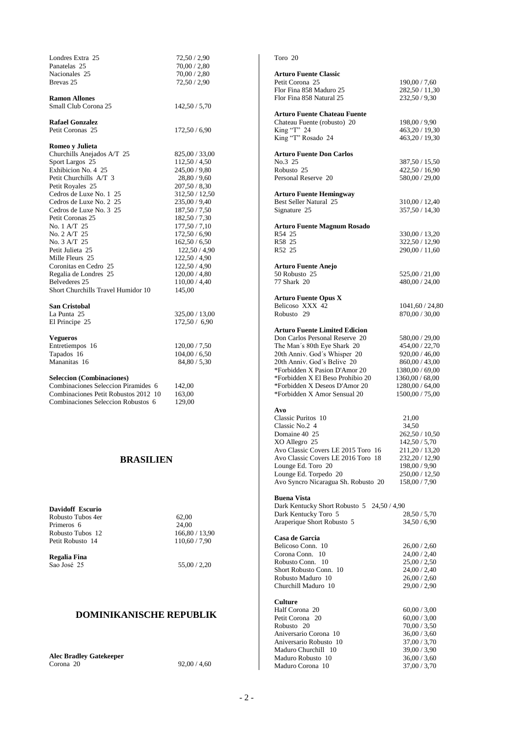| | |
|---|---|
| Londres Extra 25 | 72,50 / 2,90 |
| Panatelas 25 | 70,00 / 2,80 |
| Nacionales 25 | 70,00 / 2,80 |
| Brevas 25 | 72,50 / 2,90 |

**Ramon Allones**

| | |
|---|---|
| Small Club Corona 25 | 142,50 / 5,70 |

**Rafael Gonzalez**

| | |
|---|---|
| Petit Coronas 25 | 172,50 / 6,90 |

**Romeo y Julieta**

| | |
|---|---|
| Churchills Anejados A/T 25 | 825,00 / 33,00 |
| Sport Largos 25 | 112,50 / 4,50 |
| Exhibicion No. 4 25 | 245,00 / 9,80 |
| Petit Churchills A/T 3 | 28,80 / 9,60 |
| Petit Royales 25 | 207,50 / 8,30 |
| Cedros de Luxe No. 1 25 | 312,50 / 12,50 |
| Cedros de Luxe No. 2 25 | 235,00 / 9,40 |
| Cedros de Luxe No. 3 25 | 187,50 / 7,50 |
| Petit Coronas 25 | 182,50 / 7,30 |
| No. 1 A/T 25 | 177,50 / 7,10 |
| No. 2 A/T 25 | 172,50 / 6,90 |
| No. 3 A/T 25 | 162,50 / 6,50 |
| Petit Julieta 25 | 122,50 / 4,90 |
| Mille Fleurs 25 | 122,50 / 4,90 |
| Coronitas en Cedro 25 | 122,50 / 4,90 |
| Regalia de Londres 25 | 120,00 / 4,80 |
| Belvederes 25 | 110,00 / 4,40 |
| Short Churchills Travel Humidor 10 | 145,00 |

**San Cristobal**

| | |
|---|---|
| La Punta 25 | 325,00 / 13,00 |
| El Principe 25 | 172,50 / 6,90 |

**Vegueros**

| | |
|---|---|
| Entretiempos 16 | 120,00 / 7,50 |
| Tapados 16 | 104,00 / 6,50 |
| Mananitas 16 | 84,80 / 5,30 |

**Seleccion (Combinaciones)**

| | |
|---|---|
| Combinaciones Seleccion Piramides 6 | 142,00 |
| Combinaciones Petit Robustos 2012 10 | 163,00 |
| Combinaciones Seleccion Robustos 6 | 129,00 |

## BRASILIEN

**Davidoff Escurio**

| | |
|---|---|
| Robusto Tubos 4er | 62,00 |
| Primeros 6 | 24,00 |
| Robusto Tubos 12 | 166,80 / 13,90 |
| Petit Robusto 14 | 110,60 / 7,90 |

**Regalia Fina**

| | |
|---|---|
| Sao José 25 | 55,00 / 2,20 |

## DOMINIKANISCHE REPUBLIK

**Alec Bradley Gatekeeper**

| | |
|---|---|
| Corona 20 | 92,00 / 4,60 |
| Toro 20 | |

**Arturo Fuente Classic**

| | |
|---|---|
| Petit Corona 25 | 190,00 / 7,60 |
| Flor Fina 858 Maduro 25 | 282,50 / 11,30 |
| Flor Fina 858 Natural 25 | 232,50 / 9,30 |

**Arturo Fuente Chateau Fuente**

| | |
|---|---|
| Chateau Fuente (robusto) 20 | 198,00 / 9,90 |
| King "T" 24 | 463,20 / 19,30 |
| King "T" Rosado 24 | 463,20 / 19,30 |

**Arturo Fuente Don Carlos**

| | |
|---|---|
| No.3 25 | 387,50 / 15,50 |
| Robusto 25 | 422,50 / 16,90 |
| Personal Reserve 20 | 580,00 / 29,00 |

**Arturo Fuente Hemingway**

| | |
|---|---|
| Best Seller Natural 25 | 310,00 / 12,40 |
| Signature 25 | 357,50 / 14,30 |

**Arturo Fuente Magnum Rosado**

| | |
|---|---|
| R54 25 | 330,00 / 13,20 |
| R58 25 | 322,50 / 12,90 |
| R52 25 | 290,00 / 11,60 |

**Arturo Fuente Anejo**

| | |
|---|---|
| 50 Robusto 25 | 525,00 / 21,00 |
| 77 Shark 20 | 480,00 / 24,00 |

**Arturo Fuente Opus X**

| | |
|---|---|
| Belicoso XXX 42 | 1041,60 / 24,80 |
| Robusto 29 | 870,00 / 30,00 |

**Arturo Fuente Limited Edicion**

| | |
|---|---|
| Don Carlos Personal Reserve 20 | 580,00 / 29,00 |
| The Man´s 80th Eye Shark 20 | 454,00 / 22,70 |
| 20th Anniv. God´s Whisper 20 | 920,00 / 46,00 |
| 20th Anniv. God´s Belive 20 | 860,00 / 43,00 |
| *Forbidden X Pasion D'Amor 20 | 1380,00 / 69,00 |
| *Forbidden X El Beso Prohibio 20 | 1360,00 / 68,00 |
| *Forbidden X Deseos D'Amor 20 | 1280,00 / 64,00 |
| *Forbidden X Amor Sensual 20 | 1500,00 / 75,00 |

**Avo**

| | |
|---|---|
| Classic Puritos 10 | 21,00 |
| Classic No.2 4 | 34,50 |
| Domaine 40 25 | 262,50 / 10,50 |
| XO Allegro 25 | 142,50 / 5,70 |
| Avo Classic Covers LE 2015 Toro 16 | 211,20 / 13,20 |
| Avo Classic Covers LE 2016 Toro 18 | 232,20 / 12,90 |
| Lounge Ed. Toro 20 | 198,00 / 9,90 |
| Lounge Ed. Torpedo 20 | 250,00 / 12,50 |
| Avo Syncro Nicaragua Sh. Robusto 20 | 158,00 / 7,90 |

**Buena Vista**

| | |
|---|---|
| Dark Kentucky Short Robusto 5 | 24,50 / 4,90 |
| Dark Kentucky Toro 5 | 28,50 / 5,70 |
| Araperique Short Robusto 5 | 34,50 / 6,90 |

**Casa de Garcia**

| | |
|---|---|
| Belicoso Conn. 10 | 26,00 / 2,60 |
| Corona Conn. 10 | 24,00 / 2,40 |
| Robusto Conn. 10 | 25,00 / 2,50 |
| Short Robusto Conn. 10 | 24,00 / 2,40 |
| Robusto Maduro 10 | 26,00 / 2,60 |
| Churchill Maduro 10 | 29,00 / 2,90 |

**Culture**

| | |
|---|---|
| Half Corona 20 | 60,00 / 3,00 |
| Petit Corona 20 | 60,00 / 3,00 |
| Robusto 20 | 70,00 / 3,50 |
| Aniversario Corona 10 | 36,00 / 3,60 |
| Aniversario Robusto 10 | 37,00 / 3,70 |
| Maduro Churchill 10 | 39,00 / 3,90 |
| Maduro Robusto 10 | 36,00 / 3,60 |
| Maduro Corona 10 | 37,00 / 3,70 |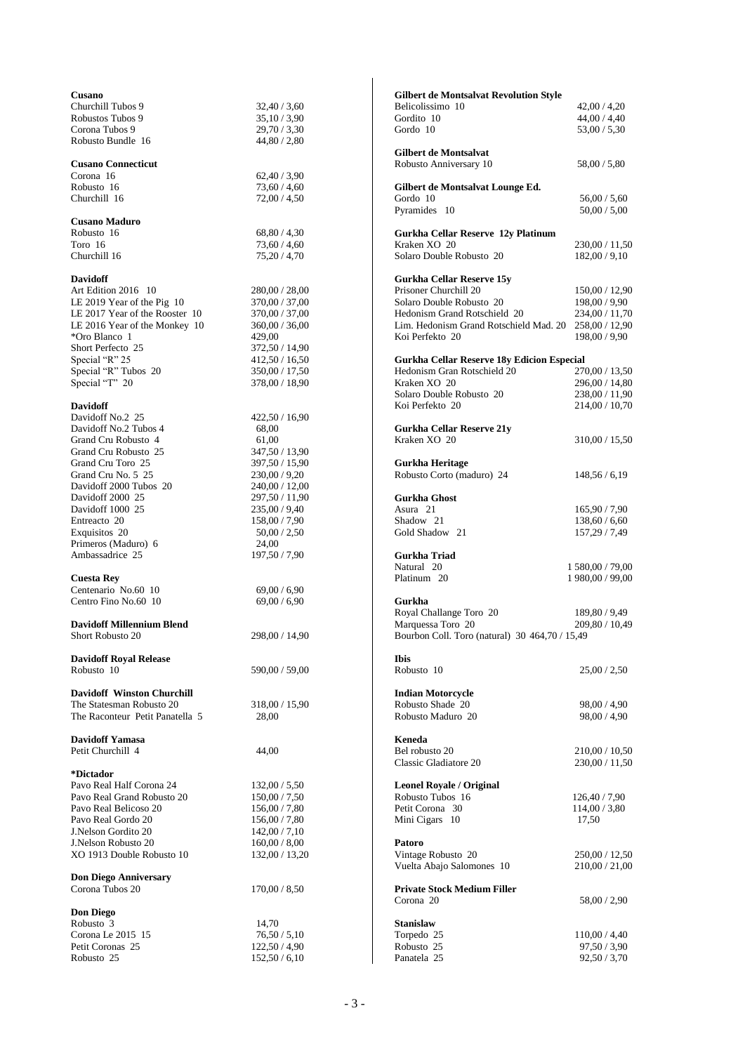**Cusano**

| | |
|---|---|
| Churchill Tubos 9 | 32,40 / 3,60 |
| Robustos Tubos 9 | 35,10 / 3,90 |
| Corona Tubos 9 | 29,70 / 3,30 |
| Robusto Bundle 16 | 44,80 / 2,80 |

**Cusano Connecticut**

| | |
|---|---|
| Corona 16 | 62,40 / 3,90 |
| Robusto 16 | 73,60 / 4,60 |
| Churchill 16 | 72,00 / 4,50 |

**Cusano Maduro**

| | |
|---|---|
| Robusto 16 | 68,80 / 4,30 |
| Toro 16 | 73,60 / 4,60 |
| Churchill 16 | 75,20 / 4,70 |

**Davidoff**

| | |
|---|---|
| Art Edition 2016 10 | 280,00 / 28,00 |
| LE 2019 Year of the Pig 10 | 370,00 / 37,00 |
| LE 2017 Year of the Rooster 10 | 370,00 / 37,00 |
| LE 2016 Year of the Monkey 10 | 360,00 / 36,00 |
| *Oro Blanco 1 | 429,00 |
| Short Perfecto 25 | 372,50 / 14,90 |
| Special "R" 25 | 412,50 / 16,50 |
| Special "R" Tubos 20 | 350,00 / 17,50 |
| Special "T" 20 | 378,00 / 18,90 |

**Davidoff**

| | |
|---|---|
| Davidoff No.2 25 | 422,50 / 16,90 |
| Davidoff No.2 Tubos 4 | 68,00 |
| Grand Cru Robusto 4 | 61,00 |
| Grand Cru Robusto 25 | 347,50 / 13,90 |
| Grand Cru Toro 25 | 397,50 / 15,90 |
| Grand Cru No. 5 25 | 230,00 / 9,20 |
| Davidoff 2000 Tubos 20 | 240,00 / 12,00 |
| Davidoff 2000 25 | 297,50 / 11,90 |
| Davidoff 1000 25 | 235,00 / 9,40 |
| Entreacto 20 | 158,00 / 7,90 |
| Exquisitos 20 | 50,00 / 2,50 |
| Primeros (Maduro) 6 | 24,00 |
| Ambassadrice 25 | 197,50 / 7,90 |

**Cuesta Rey**

| | |
|---|---|
| Centenario No.60 10 | 69,00 / 6,90 |
| Centro Fino No.60 10 | 69,00 / 6,90 |

**Davidoff Millennium Blend**

| | |
|---|---|
| Short Robusto 20 | 298,00 / 14,90 |

**Davidoff Royal Release**

| | |
|---|---|
| Robusto 10 | 590,00 / 59,00 |

**Davidoff Winston Churchill**

| | |
|---|---|
| The Statesman Robusto 20 | 318,00 / 15,90 |
| The Raconteur Petit Panatella 5 | 28,00 |

**Davidoff Yamasa**

| | |
|---|---|
| Petit Churchill 4 | 44,00 |

**\*Dictador**

| | |
|---|---|
| Pavo Real Half Corona 24 | 132,00 / 5,50 |
| Pavo Real Grand Robusto 20 | 150,00 / 7,50 |
| Pavo Real Belicoso 20 | 156,00 / 7,80 |
| Pavo Real Gordo 20 | 156,00 / 7,80 |
| J.Nelson Gordito 20 | 142,00 / 7,10 |
| J.Nelson Robusto 20 | 160,00 / 8,00 |
| XO 1913 Double Robusto 10 | 132,00 / 13,20 |

**Don Diego Anniversary**

| | |
|---|---|
| Corona Tubos 20 | 170,00 / 8,50 |

**Don Diego**

| | |
|---|---|
| Robusto 3 | 14,70 |
| Corona Le 2015 15 | 76,50 / 5,10 |
| Petit Coronas 25 | 122,50 / 4,90 |
| Robusto 25 | 152,50 / 6,10 |

**Gilbert de Montsalvat Revolution Style**

| | |
|---|---|
| Belicolissimo 10 | 42,00 / 4,20 |
| Gordito 10 | 44,00 / 4,40 |
| Gordo 10 | 53,00 / 5,30 |

**Gilbert de Montsalvat**

| | |
|---|---|
| Robusto Anniversary 10 | 58,00 / 5,80 |

**Gilbert de Montsalvat Lounge Ed.**

| | |
|---|---|
| Gordo 10 | 56,00 / 5,60 |
| Pyramides 10 | 50,00 / 5,00 |

**Gurkha Cellar Reserve 12y Platinum**

| | |
|---|---|
| Kraken XO 20 | 230,00 / 11,50 |
| Solaro Double Robusto 20 | 182,00 / 9,10 |

**Gurkha Cellar Reserve 15y**

| | |
|---|---|
| Prisoner Churchill 20 | 150,00 / 12,90 |
| Solaro Double Robusto 20 | 198,00 / 9,90 |
| Hedonism Grand Rotschield 20 | 234,00 / 11,70 |
| Lim. Hedonism Grand Rotschield Mad. 20 | 258,00 / 12,90 |
| Koi Perfekto 20 | 198,00 / 9,90 |

**Gurkha Cellar Reserve 18y Edicion Especial**

| | |
|---|---|
| Hedonism Gran Rotschield 20 | 270,00 / 13,50 |
| Kraken XO 20 | 296,00 / 14,80 |
| Solaro Double Robusto 20 | 238,00 / 11,90 |
| Koi Perfekto 20 | 214,00 / 10,70 |

**Gurkha Cellar Reserve 21y**

| | |
|---|---|
| Kraken XO 20 | 310,00 / 15,50 |

**Gurkha Heritage**

| | |
|---|---|
| Robusto Corto (maduro) 24 | 148,56 / 6,19 |

**Gurkha Ghost**

| | |
|---|---|
| Asura 21 | 165,90 / 7,90 |
| Shadow 21 | 138,60 / 6,60 |
| Gold Shadow 21 | 157,29 / 7,49 |

**Gurkha Triad**

| | |
|---|---|
| Natural 20 | 1 580,00 / 79,00 |
| Platinum 20 | 1 980,00 / 99,00 |

**Gurkha**

| | |
|---|---|
| Royal Challange Toro 20 | 189,80 / 9,49 |
| Marquessa Toro 20 | 209,80 / 10,49 |
| Bourbon Coll. Toro (natural) 30 | 464,70 / 15,49 |

**Ibis**

| | |
|---|---|
| Robusto 10 | 25,00 / 2,50 |

**Indian Motorcycle**

| | |
|---|---|
| Robusto Shade 20 | 98,00 / 4,90 |
| Robusto Maduro 20 | 98,00 / 4,90 |

**Keneda**

| | |
|---|---|
| Bel robusto 20 | 210,00 / 10,50 |
| Classic Gladiatore 20 | 230,00 / 11,50 |

**Leonel Royale / Original**

| | |
|---|---|
| Robusto Tubos 16 | 126,40 / 7,90 |
| Petit Corona 30 | 114,00 / 3,80 |
| Mini Cigars 10 | 17,50 |

**Patoro**

| | |
|---|---|
| Vintage Robusto 20 | 250,00 / 12,50 |
| Vuelta Abajo Salomones 10 | 210,00 / 21,00 |

**Private Stock Medium Filler**

| | |
|---|---|
| Corona 20 | 58,00 / 2,90 |

**Stanislaw**

| | |
|---|---|
| Torpedo 25 | 110,00 / 4,40 |
| Robusto 25 | 97,50 / 3,90 |
| Panatela 25 | 92,50 / 3,70 |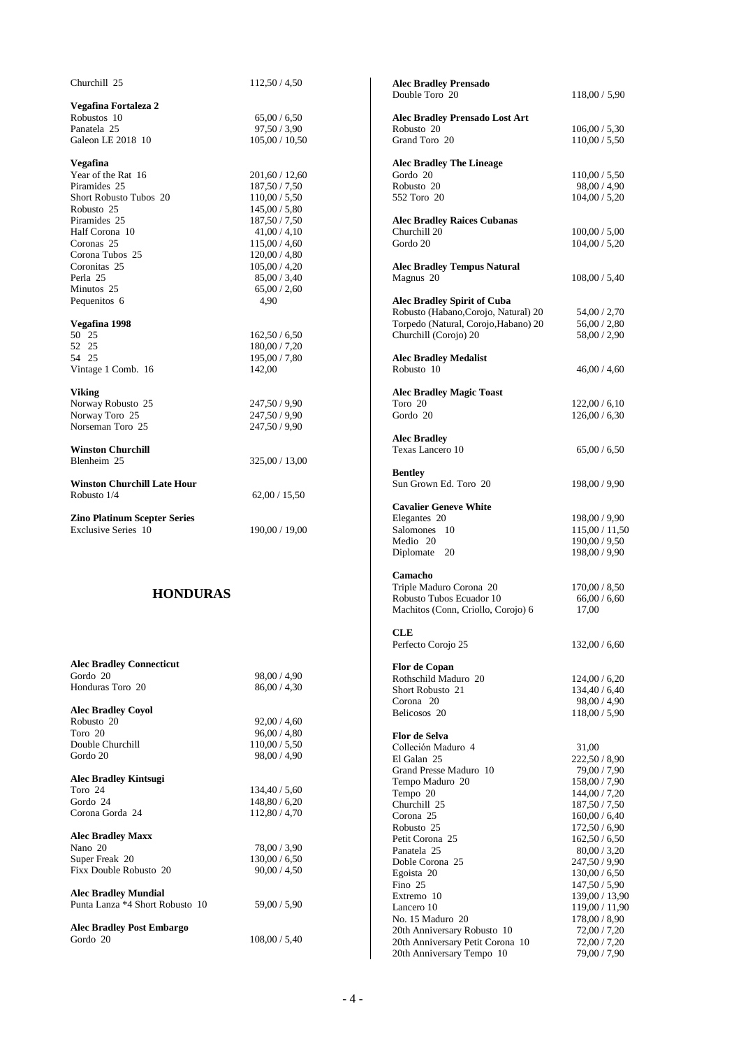| | |
|---|---|
| Churchill 25 | 112,50 / 4,50 |

**Vegafina Fortaleza 2**

| | |
|---|---|
| Robustos 10 | 65,00 / 6,50 |
| Panatela 25 | 97,50 / 3,90 |
| Galeon LE 2018 10 | 105,00 / 10,50 |

**Vegafina**

| | |
|---|---|
| Year of the Rat 16 | 201,60 / 12,60 |
| Piramides 25 | 187,50 / 7,50 |
| Short Robusto Tubos 20 | 110,00 / 5,50 |
| Robusto 25 | 145,00 / 5,80 |
| Piramides 25 | 187,50 / 7,50 |
| Half Corona 10 | 41,00 / 4,10 |
| Coronas 25 | 115,00 / 4,60 |
| Corona Tubos 25 | 120,00 / 4,80 |
| Coronitas 25 | 105,00 / 4,20 |
| Perla 25 | 85,00 / 3,40 |
| Minutos 25 | 65,00 / 2,60 |
| Pequenitos 6 | 4,90 |

**Vegafina 1998**

| | |
|---|---|
| 50 25 | 162,50 / 6,50 |
| 52 25 | 180,00 / 7,20 |
| 54 25 | 195,00 / 7,80 |
| Vintage 1 Comb. 16 | 142,00 |

**Viking**

| | |
|---|---|
| Norway Robusto 25 | 247,50 / 9,90 |
| Norway Toro 25 | 247,50 / 9,90 |
| Norseman Toro 25 | 247,50 / 9,90 |

**Winston Churchill**

| | |
|---|---|
| Blenheim 25 | 325,00 / 13,00 |

**Winston Churchill Late Hour**

| | |
|---|---|
| Robusto 1/4 | 62,00 / 15,50 |

**Zino Platinum Scepter Series**

| | |
|---|---|
| Exclusive Series 10 | 190,00 / 19,00 |

## HONDURAS

**Alec Bradley Connecticut**

| | |
|---|---|
| Gordo 20 | 98,00 / 4,90 |
| Honduras Toro 20 | 86,00 / 4,30 |

**Alec Bradley Coyol**

| | |
|---|---|
| Robusto 20 | 92,00 / 4,60 |
| Toro 20 | 96,00 / 4,80 |
| Double Churchill | 110,00 / 5,50 |
| Gordo 20 | 98,00 / 4,90 |

**Alec Bradley Kintsugi**

| | |
|---|---|
| Toro 24 | 134,40 / 5,60 |
| Gordo 24 | 148,80 / 6,20 |
| Corona Gorda 24 | 112,80 / 4,70 |

**Alec Bradley Maxx**

| | |
|---|---|
| Nano 20 | 78,00 / 3,90 |
| Super Freak 20 | 130,00 / 6,50 |
| Fixx Double Robusto 20 | 90,00 / 4,50 |

**Alec Bradley Mundial**

| | |
|---|---|
| Punta Lanza *4 Short Robusto 10 | 59,00 / 5,90 |

**Alec Bradley Post Embargo**

| | |
|---|---|
| Gordo 20 | 108,00 / 5,40 |

**Alec Bradley Prensado**

| | |
|---|---|
| Double Toro 20 | 118,00 / 5,90 |

**Alec Bradley Prensado Lost Art**

| | |
|---|---|
| Robusto 20 | 106,00 / 5,30 |
| Grand Toro 20 | 110,00 / 5,50 |

**Alec Bradley The Lineage**

| | |
|---|---|
| Gordo 20 | 110,00 / 5,50 |
| Robusto 20 | 98,00 / 4,90 |
| 552 Toro 20 | 104,00 / 5,20 |

**Alec Bradley Raices Cubanas**

| | |
|---|---|
| Churchill 20 | 100,00 / 5,00 |
| Gordo 20 | 104,00 / 5,20 |

**Alec Bradley Tempus Natural**

| | |
|---|---|
| Magnus 20 | 108,00 / 5,40 |

**Alec Bradley Spirit of Cuba**

| | |
|---|---|
| Robusto (Habano,Corojo, Natural) 20 | 54,00 / 2,70 |
| Torpedo (Natural, Corojo,Habano) 20 | 56,00 / 2,80 |
| Churchill (Corojo) 20 | 58,00 / 2,90 |

**Alec Bradley Medalist**

| | |
|---|---|
| Robusto 10 | 46,00 / 4,60 |

**Alec Bradley Magic Toast**

| | |
|---|---|
| Toro 20 | 122,00 / 6,10 |
| Gordo 20 | 126,00 / 6,30 |

**Alec Bradley**

| | |
|---|---|
| Texas Lancero 10 | 65,00 / 6,50 |

**Bentley**

| | |
|---|---|
| Sun Grown Ed. Toro 20 | 198,00 / 9,90 |

**Cavalier Geneve White**

| | |
|---|---|
| Elegantes 20 | 198,00 / 9,90 |
| Salomones 10 | 115,00 / 11,50 |
| Medio 20 | 190,00 / 9,50 |
| Diplomate 20 | 198,00 / 9,90 |

**Camacho**

| | |
|---|---|
| Triple Maduro Corona 20 | 170,00 / 8,50 |
| Robusto Tubos Ecuador 10 | 66,00 / 6,60 |
| Machitos (Conn, Criollo, Corojo) 6 | 17,00 |

**CLE**

| | |
|---|---|
| Perfecto Corojo 25 | 132,00 / 6,60 |

**Flor de Copan**

| | |
|---|---|
| Rothschild Maduro 20 | 124,00 / 6,20 |
| Short Robusto 21 | 134,40 / 6,40 |
| Corona 20 | 98,00 / 4,90 |
| Belicosos 20 | 118,00 / 5,90 |

**Flor de Selva**

| | |
|---|---|
| Colleción Maduro 4 | 31,00 |
| El Galan 25 | 222,50 / 8,90 |
| Grand Presse Maduro 10 | 79,00 / 7,90 |
| Tempo Maduro 20 | 158,00 / 7,90 |
| Tempo 20 | 144,00 / 7,20 |
| Churchill 25 | 187,50 / 7,50 |
| Corona 25 | 160,00 / 6,40 |
| Robusto 25 | 172,50 / 6,90 |
| Petit Corona 25 | 162,50 / 6,50 |
| Panatela 25 | 80,00 / 3,20 |
| Doble Corona 25 | 247,50 / 9,90 |
| Egoista 20 | 130,00 / 6,50 |
| Fino 25 | 147,50 / 5,90 |
| Extremo 10 | 139,00 / 13,90 |
| Lancero 10 | 119,00 / 11,90 |
| No. 15 Maduro 20 | 178,00 / 8,90 |
| 20th Anniversary Robusto 10 | 72,00 / 7,20 |
| 20th Anniversary Petit Corona 10 | 72,00 / 7,20 |
| 20th Anniversary Tempo 10 | 79,00 / 7,90 |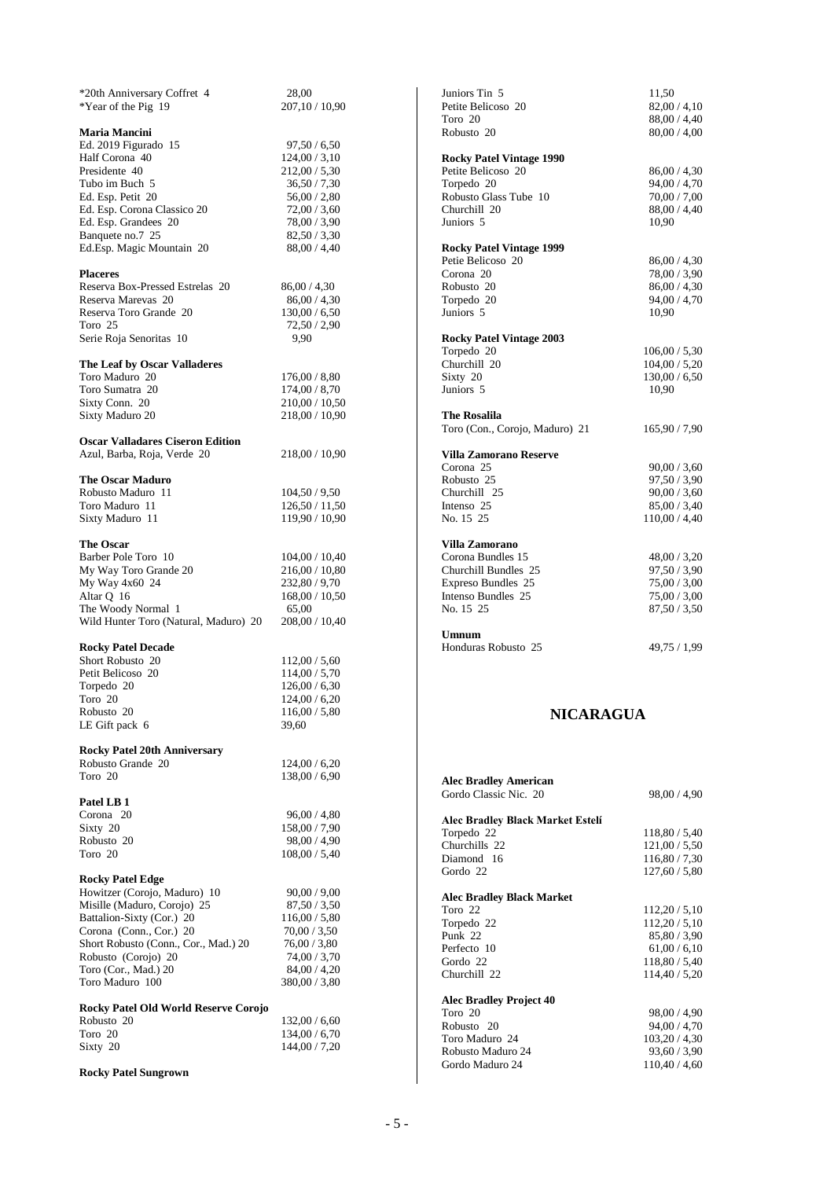| | |
|---|---|
| *20th Anniversary Coffret 4 | 28,00 |
| *Year of the Pig 19 | 207,10 / 10,90 |

**Maria Mancini**

| | |
|---|---|
| Ed. 2019 Figurado 15 | 97,50 / 6,50 |
| Half Corona 40 | 124,00 / 3,10 |
| Presidente 40 | 212,00 / 5,30 |
| Tubo im Buch 5 | 36,50 / 7,30 |
| Ed. Esp. Petit 20 | 56,00 / 2,80 |
| Ed. Esp. Corona Classico 20 | 72,00 / 3,60 |
| Ed. Esp. Grandees 20 | 78,00 / 3,90 |
| Banquete no.7 25 | 82,50 / 3,30 |
| Ed.Esp. Magic Mountain 20 | 88,00 / 4,40 |

**Placeres**

| | |
|---|---|
| Reserva Box-Pressed Estrelas 20 | 86,00 / 4,30 |
| Reserva Marevas 20 | 86,00 / 4,30 |
| Reserva Toro Grande 20 | 130,00 / 6,50 |
| Toro 25 | 72,50 / 2,90 |
| Serie Roja Senoritas 10 | 9,90 |

**The Leaf by Oscar Valladeres**

| | |
|---|---|
| Toro Maduro 20 | 176,00 / 8,80 |
| Toro Sumatra 20 | 174,00 / 8,70 |
| Sixty Conn. 20 | 210,00 / 10,50 |
| Sixty Maduro 20 | 218,00 / 10,90 |

**Oscar Valladares Ciseron Edition**

| | |
|---|---|
| Azul, Barba, Roja, Verde 20 | 218,00 / 10,90 |

**The Oscar Maduro**

| | |
|---|---|
| Robusto Maduro 11 | 104,50 / 9,50 |
| Toro Maduro 11 | 126,50 / 11,50 |
| Sixty Maduro 11 | 119,90 / 10,90 |

**The Oscar**

| | |
|---|---|
| Barber Pole Toro 10 | 104,00 / 10,40 |
| My Way Toro Grande 20 | 216,00 / 10,80 |
| My Way 4x60 24 | 232,80 / 9,70 |
| Altar Q 16 | 168,00 / 10,50 |
| The Woody Normal 1 | 65,00 |
| Wild Hunter Toro (Natural, Maduro) 20 | 208,00 / 10,40 |

**Rocky Patel Decade**

| | |
|---|---|
| Short Robusto 20 | 112,00 / 5,60 |
| Petit Belicoso 20 | 114,00 / 5,70 |
| Torpedo 20 | 126,00 / 6,30 |
| Toro 20 | 124,00 / 6,20 |
| Robusto 20 | 116,00 / 5,80 |
| LE Gift pack 6 | 39,60 |

**Rocky Patel 20th Anniversary**

| | |
|---|---|
| Robusto Grande 20 | 124,00 / 6,20 |
| Toro 20 | 138,00 / 6,90 |

**Patel LB 1**

| | |
|---|---|
| Corona 20 | 96,00 / 4,80 |
| Sixty 20 | 158,00 / 7,90 |
| Robusto 20 | 98,00 / 4,90 |
| Toro 20 | 108,00 / 5,40 |

**Rocky Patel Edge**

| | |
|---|---|
| Howitzer (Corojo, Maduro) 10 | 90,00 / 9,00 |
| Misille (Maduro, Corojo) 25 | 87,50 / 3,50 |
| Battalion-Sixty (Cor.) 20 | 116,00 / 5,80 |
| Corona (Conn., Cor.) 20 | 70,00 / 3,50 |
| Short Robusto (Conn., Cor., Mad.) 20 | 76,00 / 3,80 |
| Robusto (Corojo) 20 | 74,00 / 3,70 |
| Toro (Cor., Mad.) 20 | 84,00 / 4,20 |
| Toro Maduro 100 | 380,00 / 3,80 |

**Rocky Patel Old World Reserve Corojo**

| | |
|---|---|
| Robusto 20 | 132,00 / 6,60 |
| Toro 20 | 134,00 / 6,70 |
| Sixty 20 | 144,00 / 7,20 |

**Rocky Patel Sungrown**

| | |
|---|---|
| Juniors Tin 5 | 11,50 |
| Petite Belicoso 20 | 82,00 / 4,10 |
| Toro 20 | 88,00 / 4,40 |
| Robusto 20 | 80,00 / 4,00 |

**Rocky Patel Vintage 1990**

| | |
|---|---|
| Petite Belicoso 20 | 86,00 / 4,30 |
| Torpedo 20 | 94,00 / 4,70 |
| Robusto Glass Tube 10 | 70,00 / 7,00 |
| Churchill 20 | 88,00 / 4,40 |
| Juniors 5 | 10,90 |

**Rocky Patel Vintage 1999**

| | |
|---|---|
| Petie Belicoso 20 | 86,00 / 4,30 |
| Corona 20 | 78,00 / 3,90 |
| Robusto 20 | 86,00 / 4,30 |
| Torpedo 20 | 94,00 / 4,70 |
| Juniors 5 | 10,90 |

**Rocky Patel Vintage 2003**

| | |
|---|---|
| Torpedo 20 | 106,00 / 5,30 |
| Churchill 20 | 104,00 / 5,20 |
| Sixty 20 | 130,00 / 6,50 |
| Juniors 5 | 10,90 |

**The Rosalila**

| | |
|---|---|
| Toro (Con., Corojo, Maduro) 21 | 165,90 / 7,90 |

**Villa Zamorano Reserve**

| | |
|---|---|
| Corona 25 | 90,00 / 3,60 |
| Robusto 25 | 97,50 / 3,90 |
| Churchill 25 | 90,00 / 3,60 |
| Intenso 25 | 85,00 / 3,40 |
| No. 15 25 | 110,00 / 4,40 |

**Villa Zamorano**

| | |
|---|---|
| Corona Bundles 15 | 48,00 / 3,20 |
| Churchill Bundles 25 | 97,50 / 3,90 |
| Expreso Bundles 25 | 75,00 / 3,00 |
| Intenso Bundles 25 | 75,00 / 3,00 |
| No. 15 25 | 87,50 / 3,50 |

**Umnum**

| | |
|---|---|
| Honduras Robusto 25 | 49,75 / 1,99 |

## NICARAGUA

**Alec Bradley American**

| | |
|---|---|
| Gordo Classic Nic. 20 | 98,00 / 4,90 |

**Alec Bradley Black Market Estelí**

| | |
|---|---|
| Torpedo 22 | 118,80 / 5,40 |
| Churchills 22 | 121,00 / 5,50 |
| Diamond 16 | 116,80 / 7,30 |
| Gordo 22 | 127,60 / 5,80 |

**Alec Bradley Black Market**

| | |
|---|---|
| Toro 22 | 112,20 / 5,10 |
| Torpedo 22 | 112,20 / 5,10 |
| Punk 22 | 85,80 / 3,90 |
| Perfecto 10 | 61,00 / 6,10 |
| Gordo 22 | 118,80 / 5,40 |
| Churchill 22 | 114,40 / 5,20 |

**Alec Bradley Project 40**

| | |
|---|---|
| Toro 20 | 98,00 / 4,90 |
| Robusto 20 | 94,00 / 4,70 |
| Toro Maduro 24 | 103,20 / 4,30 |
| Robusto Maduro 24 | 93,60 / 3,90 |
| Gordo Maduro 24 | 110,40 / 4,60 |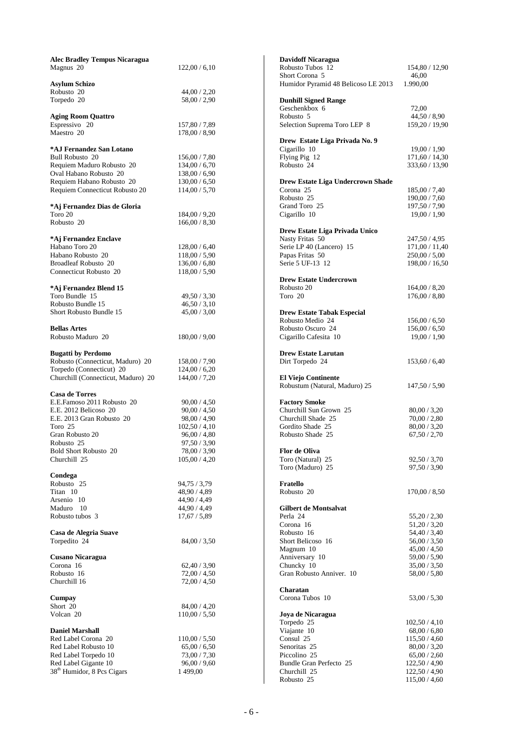**Alec Bradley Tempus Nicaragua**

| | |
|---|---|
| Magnus 20 | 122,00 / 6,10 |

**Asylum Schizo**

| | |
|---|---|
| Robusto 20 | 44,00 / 2,20 |
| Torpedo 20 | 58,00 / 2,90 |

**Aging Room Quattro**

| | |
|---|---|
| Espressivo 20 | 157,80 / 7,89 |
| Maestro 20 | 178,00 / 8,90 |

**\*AJ Fernandez San Lotano**

| | |
|---|---|
| Bull Robusto 20 | 156,00 / 7,80 |
| Requiem Maduro Robusto 20 | 134,00 / 6,70 |
| Oval Habano Robusto 20 | 138,00 / 6,90 |
| Requiem Habano Robusto 20 | 130,00 / 6,50 |
| Requiem Connecticut Robusto 20 | 114,00 / 5,70 |

**\*Aj Fernandez Dias de Gloria**

| | |
|---|---|
| Toro 20 | 184,00 / 9,20 |
| Robusto 20 | 166,00 / 8,30 |

**\*Aj Fernandez Enclave**

| | |
|---|---|
| Habano Toro 20 | 128,00 / 6,40 |
| Habano Robusto 20 | 118,00 / 5,90 |
| Broadleaf Robusto 20 | 136,00 / 6,80 |
| Connecticut Robusto 20 | 118,00 / 5,90 |

**\*Aj Fernandez Blend 15**

| | |
|---|---|
| Toro Bundle 15 | 49,50 / 3,30 |
| Robusto Bundle 15 | 46,50 / 3,10 |
| Short Robusto Bundle 15 | 45,00 / 3,00 |

**Bellas Artes**

| | |
|---|---|
| Robusto Maduro 20 | 180,00 / 9,00 |

**Bugatti by Perdomo**

| | |
|---|---|
| Robusto (Connecticut, Maduro) 20 | 158,00 / 7,90 |
| Torpedo (Connecticut) 20 | 124,00 / 6,20 |
| Churchill (Connecticut, Maduro) 20 | 144,00 / 7,20 |

**Casa de Torres**

| | |
|---|---|
| E.E.Famoso 2011 Robusto 20 | 90,00 / 4,50 |
| E.E. 2012 Belicoso 20 | 90,00 / 4,50 |
| E.E. 2013 Gran Robusto 20 | 98,00 / 4,90 |
| Toro 25 | 102,50 / 4,10 |
| Gran Robusto 20 | 96,00 / 4,80 |
| Robusto 25 | 97,50 / 3,90 |
| Bold Short Robusto 20 | 78,00 / 3,90 |
| Churchill 25 | 105,00 / 4,20 |

**Condega**

| | |
|---|---|
| Robusto 25 | 94,75 / 3,79 |
| Titan 10 | 48,90 / 4,89 |
| Arsenio 10 | 44,90 / 4,49 |
| Maduro 10 | 44,90 / 4,49 |
| Robusto tubos 3 | 17,67 / 5,89 |

**Casa de Alegria Suave**

| | |
|---|---|
| Torpedito 24 | 84,00 / 3,50 |

**Cusano Nicaragua**

| | |
|---|---|
| Corona 16 | 62,40 / 3,90 |
| Robusto 16 | 72,00 / 4,50 |
| Churchill 16 | 72,00 / 4,50 |

**Cumpay**

| | |
|---|---|
| Short 20 | 84,00 / 4,20 |
| Volcan 20 | 110,00 / 5,50 |

**Daniel Marshall**

| | |
|---|---|
| Red Label Corona 20 | 110,00 / 5,50 |
| Red Label Robusto 10 | 65,00 / 6,50 |
| Red Label Torpedo 10 | 73,00 / 7,30 |
| Red Label Gigante 10 | 96,00 / 9,60 |
| 38th Humidor, 8 Pcs Cigars | 1 499,00 |

**Davidoff Nicaragua**

| | |
|---|---|
| Robusto Tubos 12 | 154,80 / 12,90 |
| Short Corona 5 | 46,00 |
| Humidor Pyramid 48 Belicoso LE 2013 | 1.990,00 |

**Dunhill Signed Range**

| | |
|---|---|
| Geschenkbox 6 | 72,00 |
| Robusto 5 | 44,50 / 8,90 |
| Selection Suprema Toro LEP 8 | 159,20 / 19,90 |

**Drew Estate Liga Privada No. 9**

| | |
|---|---|
| Cigarillo 10 | 19,00 / 1,90 |
| Flying Pig 12 | 171,60 / 14,30 |
| Robusto 24 | 333,60 / 13,90 |

**Drew Estate Liga Undercrown Shade**

| | |
|---|---|
| Corona 25 | 185,00 / 7,40 |
| Robusto 25 | 190,00 / 7,60 |
| Grand Toro 25 | 197,50 / 7,90 |
| Cigarillo 10 | 19,00 / 1,90 |

**Drew Estate Liga Privada Unico**

| | |
|---|---|
| Nasty Fritas 50 | 247,50 / 4,95 |
| Serie LP 40 (Lancero) 15 | 171,00 / 11,40 |
| Papas Fritas 50 | 250,00 / 5,00 |
| Serie 5 UF-13 12 | 198,00 / 16,50 |

**Drew Estate Undercrown**

| | |
|---|---|
| Robusto 20 | 164,00 / 8,20 |
| Toro 20 | 176,00 / 8,80 |

**Drew Estate Tabak Especial**

| | |
|---|---|
| Robusto Medio 24 | 156,00 / 6,50 |
| Robusto Oscuro 24 | 156,00 / 6,50 |
| Cigarillo Cafesita 10 | 19,00 / 1,90 |

**Drew Estate Larutan**

| | |
|---|---|
| Dirt Torpedo 24 | 153,60 / 6,40 |

**El Viejo Continente**

| | |
|---|---|
| Robustum (Natural, Maduro) 25 | 147,50 / 5,90 |

**Factory Smoke**

| | |
|---|---|
| Churchill Sun Grown 25 | 80,00 / 3,20 |
| Churchill Shade 25 | 70,00 / 2,80 |
| Gordito Shade 25 | 80,00 / 3,20 |
| Robusto Shade 25 | 67,50 / 2,70 |

**Flor de Oliva**

| | |
|---|---|
| Toro (Natural) 25 | 92,50 / 3,70 |
| Toro (Maduro) 25 | 97,50 / 3,90 |

**Fratello**

| | |
|---|---|
| Robusto 20 | 170,00 / 8,50 |

**Gilbert de Montsalvat**

| | |
|---|---|
| Perla 24 | 55,20 / 2,30 |
| Corona 16 | 51,20 / 3,20 |
| Robusto 16 | 54,40 / 3,40 |
| Short Belicoso 16 | 56,00 / 3,50 |
| Magnum 10 | 45,00 / 4,50 |
| Anniversary 10 | 59,00 / 5,90 |
| Chuncky 10 | 35,00 / 3,50 |
| Gran Robusto Anniver. 10 | 58,00 / 5,80 |

**Charatan**

| | |
|---|---|
| Corona Tubos 10 | 53,00 / 5,30 |

**Joya de Nicaragua**

| | |
|---|---|
| Torpedo 25 | 102,50 / 4,10 |
| Viajante 10 | 68,00 / 6,80 |
| Consul 25 | 115,50 / 4,60 |
| Senoritas 25 | 80,00 / 3,20 |
| Piccolino 25 | 65,00 / 2,60 |
| Bundle Gran Perfecto 25 | 122,50 / 4,90 |
| Churchill 25 | 122,50 / 4,90 |
| Robusto 25 | 115,00 / 4,60 |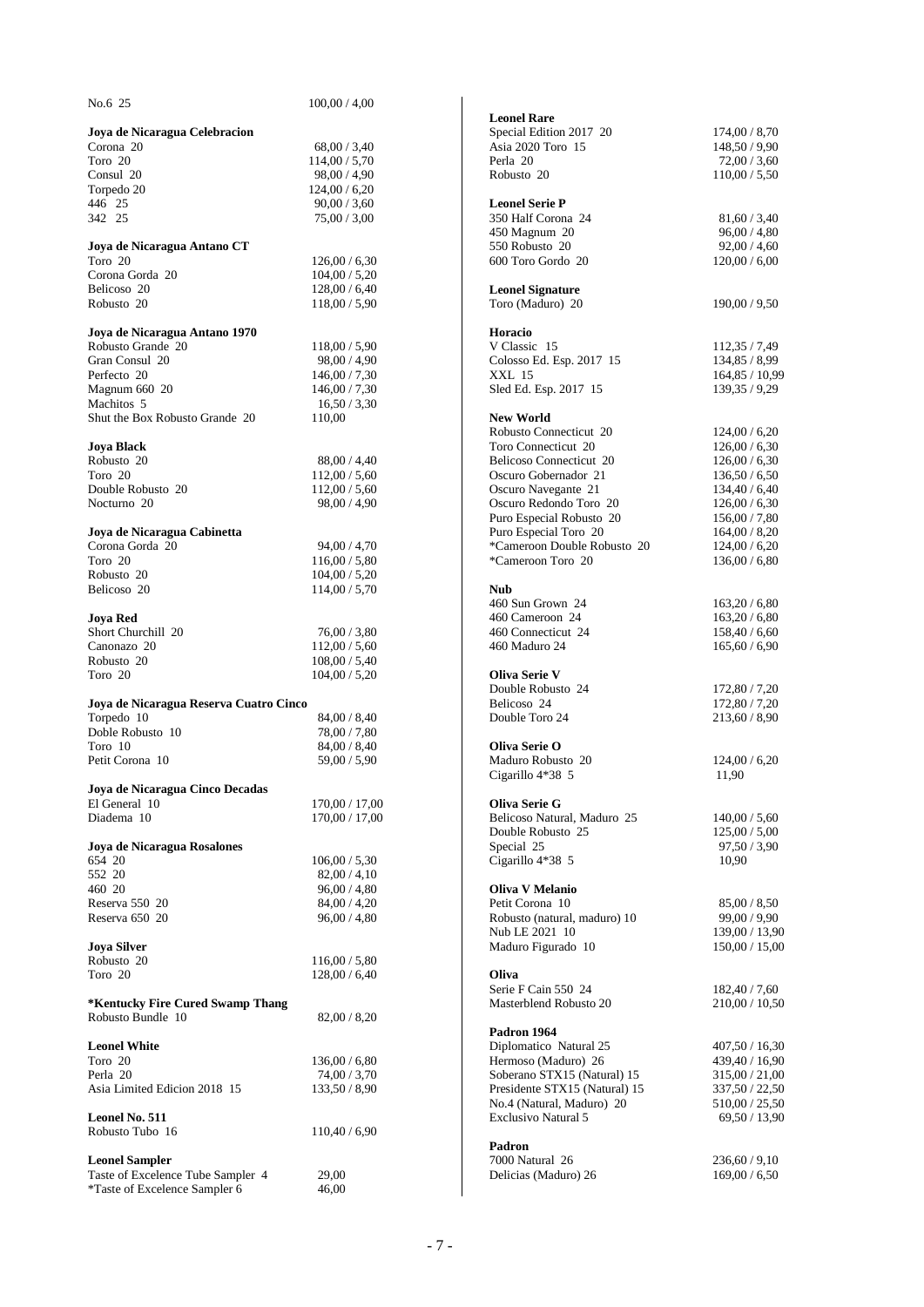No.6 25 100,00 / 4,00

**Joya de Nicaragua Celebracion**

| | |
|---|---|
| Corona 20 | 68,00 / 3,40 |
| Toro 20 | 114,00 / 5,70 |
| Consul 20 | 98,00 / 4,90 |
| Torpedo 20 | 124,00 / 6,20 |
| 446 25 | 90,00 / 3,60 |
| 342 25 | 75,00 / 3,00 |

**Joya de Nicaragua Antano CT**

| | |
|---|---|
| Toro 20 | 126,00 / 6,30 |
| Corona Gorda 20 | 104,00 / 5,20 |
| Belicoso 20 | 128,00 / 6,40 |
| Robusto 20 | 118,00 / 5,90 |

**Joya de Nicaragua Antano 1970**

| | |
|---|---|
| Robusto Grande 20 | 118,00 / 5,90 |
| Gran Consul 20 | 98,00 / 4,90 |
| Perfecto 20 | 146,00 / 7,30 |
| Magnum 660 20 | 146,00 / 7,30 |
| Machitos 5 | 16,50 / 3,30 |
| Shut the Box Robusto Grande 20 | 110,00 |

**Joya Black**

| | |
|---|---|
| Robusto 20 | 88,00 / 4,40 |
| Toro 20 | 112,00 / 5,60 |
| Double Robusto 20 | 112,00 / 5,60 |
| Nocturno 20 | 98,00 / 4,90 |

**Joya de Nicaragua Cabinetta**

| | |
|---|---|
| Corona Gorda 20 | 94,00 / 4,70 |
| Toro 20 | 116,00 / 5,80 |
| Robusto 20 | 104,00 / 5,20 |
| Belicoso 20 | 114,00 / 5,70 |

**Joya Red**

| | |
|---|---|
| Short Churchill 20 | 76,00 / 3,80 |
| Canonazo 20 | 112,00 / 5,60 |
| Robusto 20 | 108,00 / 5,40 |
| Toro 20 | 104,00 / 5,20 |

**Joya de Nicaragua Reserva Cuatro Cinco**

| | |
|---|---|
| Torpedo 10 | 84,00 / 8,40 |
| Doble Robusto 10 | 78,00 / 7,80 |
| Toro 10 | 84,00 / 8,40 |
| Petit Corona 10 | 59,00 / 5,90 |

**Joya de Nicaragua Cinco Decadas**

| | |
|---|---|
| El General 10 | 170,00 / 17,00 |
| Diadema 10 | 170,00 / 17,00 |

**Joya de Nicaragua Rosalones**

| | |
|---|---|
| 654 20 | 106,00 / 5,30 |
| 552 20 | 82,00 / 4,10 |
| 460 20 | 96,00 / 4,80 |
| Reserva 550 20 | 84,00 / 4,20 |
| Reserva 650 20 | 96,00 / 4,80 |

**Joya Silver**

| | |
|---|---|
| Robusto 20 | 116,00 / 5,80 |
| Toro 20 | 128,00 / 6,40 |

**\*Kentucky Fire Cured Swamp Thang**

| | |
|---|---|
| Robusto Bundle 10 | 82,00 / 8,20 |

**Leonel White**

| | |
|---|---|
| Toro 20 | 136,00 / 6,80 |
| Perla 20 | 74,00 / 3,70 |
| Asia Limited Edicion 2018 15 | 133,50 / 8,90 |

**Leonel No. 511**

| | |
|---|---|
| Robusto Tubo 16 | 110,40 / 6,90 |

**Leonel Sampler**

| | |
|---|---|
| Taste of Excelence Tube Sampler 4 | 29,00 |
| *Taste of Excelence Sampler 6 | 46,00 |

**Leonel Rare**

| | |
|---|---|
| Special Edition 2017 20 | 174,00 / 8,70 |
| Asia 2020 Toro 15 | 148,50 / 9,90 |
| Perla 20 | 72,00 / 3,60 |
| Robusto 20 | 110,00 / 5,50 |

**Leonel Serie P**

| | |
|---|---|
| 350 Half Corona 24 | 81,60 / 3,40 |
| 450 Magnum 20 | 96,00 / 4,80 |
| 550 Robusto 20 | 92,00 / 4,60 |
| 600 Toro Gordo 20 | 120,00 / 6,00 |

**Leonel Signature**

| | |
|---|---|
| Toro (Maduro) 20 | 190,00 / 9,50 |

**Horacio**

| | |
|---|---|
| V Classic 15 | 112,35 / 7,49 |
| Colosso Ed. Esp. 2017 15 | 134,85 / 8,99 |
| XXL 15 | 164,85 / 10,99 |
| Sled Ed. Esp. 2017 15 | 139,35 / 9,29 |

**New World**

| | |
|---|---|
| Robusto Connecticut 20 | 124,00 / 6,20 |
| Toro Connecticut 20 | 126,00 / 6,30 |
| Belicoso Connecticut 20 | 126,00 / 6,30 |
| Oscuro Gobernador 21 | 136,50 / 6,50 |
| Oscuro Navegante 21 | 134,40 / 6,40 |
| Oscuro Redondo Toro 20 | 126,00 / 6,30 |
| Puro Especial Robusto 20 | 156,00 / 7,80 |
| Puro Especial Toro 20 | 164,00 / 8,20 |
| *Cameroon Double Robusto 20 | 124,00 / 6,20 |
| *Cameroon Toro 20 | 136,00 / 6,80 |

**Nub**

| | |
|---|---|
| 460 Sun Grown 24 | 163,20 / 6,80 |
| 460 Cameroon 24 | 163,20 / 6,80 |
| 460 Connecticut 24 | 158,40 / 6,60 |
| 460 Maduro 24 | 165,60 / 6,90 |

**Oliva Serie V**

| | |
|---|---|
| Double Robusto 24 | 172,80 / 7,20 |
| Belicoso 24 | 172,80 / 7,20 |
| Double Toro 24 | 213,60 / 8,90 |

**Oliva Serie O**

| | |
|---|---|
| Maduro Robusto 20 | 124,00 / 6,20 |
| Cigarillo 4*38 5 | 11,90 |

**Oliva Serie G**

| | |
|---|---|
| Belicoso Natural, Maduro 25 | 140,00 / 5,60 |
| Double Robusto 25 | 125,00 / 5,00 |
| Special 25 | 97,50 / 3,90 |
| Cigarillo 4*38 5 | 10,90 |

**Oliva V Melanio**

| | |
|---|---|
| Petit Corona 10 | 85,00 / 8,50 |
| Robusto (natural, maduro) 10 | 99,00 / 9,90 |
| Nub LE 2021 10 | 139,00 / 13,90 |
| Maduro Figurado 10 | 150,00 / 15,00 |

**Oliva**

| | |
|---|---|
| Serie F Cain 550 24 | 182,40 / 7,60 |
| Masterblend Robusto 20 | 210,00 / 10,50 |

**Padron 1964**

| | |
|---|---|
| Diplomatico Natural 25 | 407,50 / 16,30 |
| Hermoso (Maduro) 26 | 439,40 / 16,90 |
| Soberano STX15 (Natural) 15 | 315,00 / 21,00 |
| Presidente STX15 (Natural) 15 | 337,50 / 22,50 |
| No.4 (Natural, Maduro) 20 | 510,00 / 25,50 |
| Exclusivo Natural 5 | 69,50 / 13,90 |

**Padron**

| | |
|---|---|
| 7000 Natural 26 | 236,60 / 9,10 |
| Delicias (Maduro) 26 | 169,00 / 6,50 |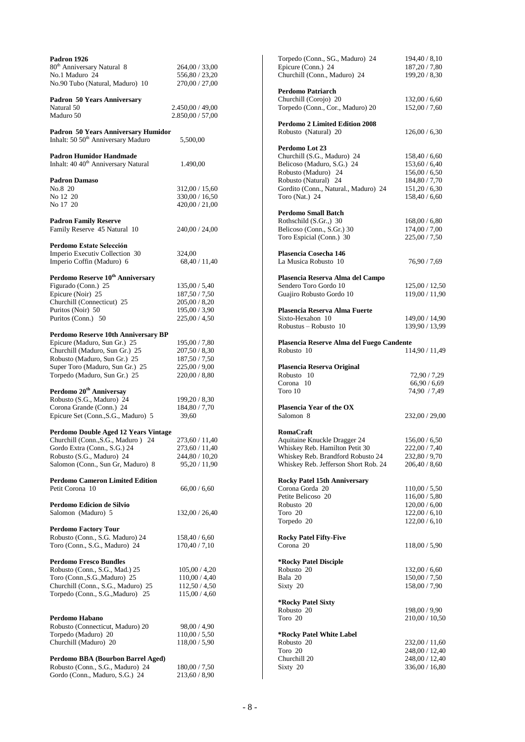**Padron 1926**

| | |
|---|---|
| 80th Anniversary Natural 8 | 264,00 / 33,00 |
| No.1 Maduro 24 | 556,80 / 23,20 |
| No.90 Tubo (Natural, Maduro) 10 | 270,00 / 27,00 |

**Padron 50 Years Anniversary**

| | |
|---|---|
| Natural 50 | 2.450,00 / 49,00 |
| Maduro 50 | 2.850,00 / 57,00 |

**Padron 50 Years Anniversary Humidor**

| | |
|---|---|
| Inhalt: 50 50th Anniversary Maduro | 5,500,00 |

**Padron Humidor Handmade**

| | |
|---|---|
| Inhalt: 40 40th Anniversary Natural | 1.490,00 |

**Padron Damaso**

| | |
|---|---|
| No.8 20 | 312,00 / 15,60 |
| No 12 20 | 330,00 / 16,50 |
| No 17 20 | 420,00 / 21,00 |

**Padron Family Reserve**

| | |
|---|---|
| Family Reserve 45 Natural 10 | 240,00 / 24,00 |

**Perdomo Estate Selección**

| | |
|---|---|
| Imperio Executiv Collection 30 | 324,00 |
| Imperio Coffin (Maduro) 6 | 68,40 / 11,40 |

**Perdomo Reserve 10th Anniversary**

| | |
|---|---|
| Figurado (Conn.) 25 | 135,00 / 5,40 |
| Epicure (Noir) 25 | 187,50 / 7,50 |
| Churchill (Connecticut) 25 | 205,00 / 8,20 |
| Puritos (Noir) 50 | 195,00 / 3,90 |
| Puritos (Conn.) 50 | 225,00 / 4,50 |

**Perdomo Reserve 10th Anniversary BP**

| | |
|---|---|
| Epicure (Maduro, Sun Gr.) 25 | 195,00 / 7,80 |
| Churchill (Maduro, Sun Gr.) 25 | 207,50 / 8,30 |
| Robusto (Maduro, Sun Gr.) 25 | 187,50 / 7,50 |
| Super Toro (Maduro, Sun Gr.) 25 | 225,00 / 9,00 |
| Torpedo (Maduro, Sun Gr.) 25 | 220,00 / 8,80 |

**Perdomo 20th Anniversay**

| | |
|---|---|
| Robusto (S.G., Maduro) 24 | 199,20 / 8,30 |
| Corona Grande (Conn.) 24 | 184,80 / 7,70 |
| Epicure Set (Conn.,S.G., Maduro) 5 | 39,60 |

**Perdomo Double Aged 12 Years Vintage**

| | |
|---|---|
| Churchill (Conn.,S.G., Maduro ) 24 | 273,60 / 11,40 |
| Gordo Extra (Conn., S.G.) 24 | 273,60 / 11,40 |
| Robusto (S.G., Maduro) 24 | 244,80 / 10,20 |
| Salomon (Conn., Sun Gr, Maduro) 8 | 95,20 / 11,90 |

**Perdomo Cameron Limited Edition**

| | |
|---|---|
| Petit Corona 10 | 66,00 / 6,60 |

**Perdomo Edicion de Silvio**

| | |
|---|---|
| Salomon (Maduro) 5 | 132,00 / 26,40 |

**Perdomo Factory Tour**

| | |
|---|---|
| Robusto (Conn., S.G. Maduro) 24 | 158,40 / 6,60 |
| Toro (Conn., S.G., Maduro) 24 | 170,40 / 7,10 |

**Perdomo Fresco Bundles**

| | |
|---|---|
| Robusto (Conn., S.G., Mad.) 25 | 105,00 / 4,20 |
| Toro (Conn.,S.G.,Maduro) 25 | 110,00 / 4,40 |
| Churchill (Conn., S.G., Maduro) 25 | 112,50 / 4,50 |
| Torpedo (Conn., S.G.,Maduro) 25 | 115,00 / 4,60 |

**Perdomo Habano**

| | |
|---|---|
| Robusto (Connecticut, Maduro) 20 | 98,00 / 4,90 |
| Torpedo (Maduro) 20 | 110,00 / 5,50 |
| Churchill (Maduro) 20 | 118,00 / 5,90 |

**Perdomo BBA (Bourbon Barrel Aged)**

| | |
|---|---|
| Robusto (Conn., S.G., Maduro) 24 | 180,00 / 7,50 |
| Gordo (Conn., Maduro, S.G.) 24 | 213,60 / 8,90 |
| Torpedo (Conn., SG., Maduro) 24 | 194,40 / 8,10 |
| Epicure (Conn.) 24 | 187,20 / 7,80 |
| Churchill (Conn., Maduro) 24 | 199,20 / 8,30 |

**Perdomo Patriarch**

| | |
|---|---|
| Churchill (Corojo) 20 | 132,00 / 6,60 |
| Torpedo (Conn., Cor., Maduro) 20 | 152,00 / 7,60 |

**Perdomo 2 Limited Edition 2008**

| | |
|---|---|
| Robusto (Natural) 20 | 126,00 / 6,30 |

**Perdomo Lot 23**

| | |
|---|---|
| Churchill (S.G., Maduro) 24 | 158,40 / 6,60 |
| Belicoso (Maduro, S.G.) 24 | 153,60 / 6,40 |
| Robusto (Maduro) 24 | 156,00 / 6,50 |
| Robusto (Natural) 24 | 184,80 / 7,70 |
| Gordito (Conn., Natural., Maduro) 24 | 151,20 / 6,30 |
| Toro (Nat.) 24 | 158,40 / 6,60 |

**Perdomo Small Batch**

| | |
|---|---|
| Rothschild (S.Gr.,) 30 | 168,00 / 6,80 |
| Belicoso (Conn., S.Gr.) 30 | 174,00 / 7,00 |
| Toro Espicial (Conn.) 30 | 225,00 / 7,50 |

**Plasencia Cosecha 146**

| | |
|---|---|
| La Musica Robusto 10 | 76,90 / 7,69 |

**Plasencia Reserva Alma del Campo**

| | |
|---|---|
| Sendero Toro Gordo 10 | 125,00 / 12,50 |
| Guajiro Robusto Gordo 10 | 119,00 / 11,90 |

**Plasencia Reserva Alma Fuerte**

| | |
|---|---|
| Sixto-Hexahon 10 | 149,00 / 14,90 |
| Robustus – Robusto 10 | 139,90 / 13,99 |

**Plasencia Reserve Alma del Fuego Candente**

| | |
|---|---|
| Robusto 10 | 114,90 / 11,49 |

**Plasencia Reserva Original**

| | |
|---|---|
| Robusto 10 | 72,90 / 7,29 |
| Corona 10 | 66,90 / 6,69 |
| Toro 10 | 74,90 / 7,49 |

**Plasencia Year of the OX**

| | |
|---|---|
| Salomon 8 | 232,00 / 29,00 |

**RomaCraft**

| | |
|---|---|
| Aquitaine Knuckle Dragger 24 | 156,00 / 6,50 |
| Whiskey Reb. Hamilton Petit 30 | 222,00 / 7,40 |
| Whiskey Reb. Brandford Robusto 24 | 232,80 / 9,70 |
| Whiskey Reb. Jefferson Short Rob. 24 | 206,40 / 8,60 |

**Rocky Patel 15th Anniversary**

| | |
|---|---|
| Corona Gorda 20 | 110,00 / 5,50 |
| Petite Belicoso 20 | 116,00 / 5,80 |
| Robusto 20 | 120,00 / 6,00 |
| Toro 20 | 122,00 / 6,10 |
| Torpedo 20 | 122,00 / 6,10 |

**Rocky Patel Fifty-Five**

| | |
|---|---|
| Corona 20 | 118,00 / 5,90 |

**\*Rocky Patel Disciple**

| | |
|---|---|
| Robusto 20 | 132,00 / 6,60 |
| Bala 20 | 150,00 / 7,50 |
| Sixty 20 | 158,00 / 7,90 |

**\*Rocky Patel Sixty**

| | |
|---|---|
| Robusto 20 | 198,00 / 9,90 |
| Toro 20 | 210,00 / 10,50 |

**\*Rocky Patel White Label**

| | |
|---|---|
| Robusto 20 | 232,00 / 11,60 |
| Toro 20 | 248,00 / 12,40 |
| Churchill 20 | 248,00 / 12,40 |
| Sixty 20 | 336,00 / 16,80 |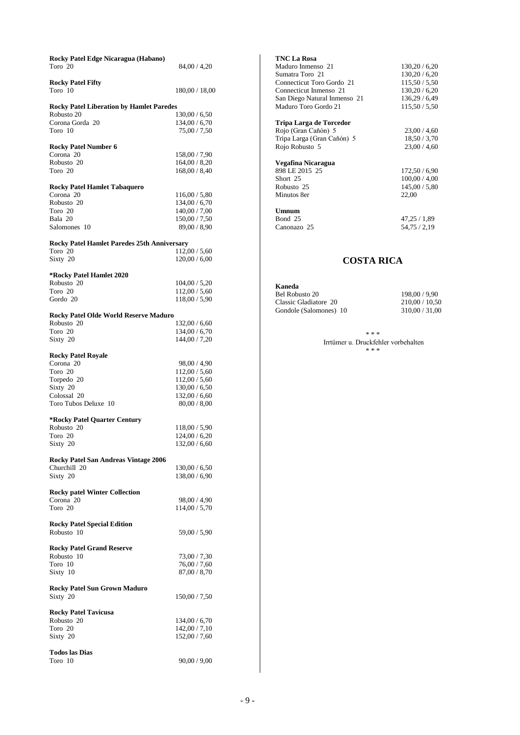**Rocky Patel Edge Nicaragua (Habano)**

| | |
|---|---|
| Toro 20 | 84,00 / 4,20 |

**Rocky Patel Fifty**

| | |
|---|---|
| Toro 10 | 180,00 / 18,00 |

**Rocky Patel Liberation by Hamlet Paredes**

| | |
|---|---|
| Robusto 20 | 130,00 / 6,50 |
| Corona Gorda 20 | 134,00 / 6,70 |
| Toro 10 | 75,00 / 7,50 |

**Rocky Patel Number 6**

| | |
|---|---|
| Corona 20 | 158,00 / 7,90 |
| Robusto 20 | 164,00 / 8,20 |
| Toro 20 | 168,00 / 8,40 |

**Rocky Patel Hamlet Tabaquero**

| | |
|---|---|
| Corona 20 | 116,00 / 5,80 |
| Robusto 20 | 134,00 / 6,70 |
| Toro 20 | 140,00 / 7,00 |
| Bala 20 | 150,00 / 7,50 |
| Salomones 10 | 89,00 / 8,90 |

**Rocky Patel Hamlet Paredes 25th Anniversary**

| | |
|---|---|
| Toro 20 | 112,00 / 5,60 |
| Sixty 20 | 120,00 / 6,00 |

***Rocky Patel Hamlet 2020**

| | |
|---|---|
| Robusto 20 | 104,00 / 5,20 |
| Toro 20 | 112,00 / 5,60 |
| Gordo 20 | 118,00 / 5,90 |

**Rocky Patel Olde World Reserve Maduro**

| | |
|---|---|
| Robusto 20 | 132,00 / 6,60 |
| Toro 20 | 134,00 / 6,70 |
| Sixty 20 | 144,00 / 7,20 |

**Rocky Patel Royale**

| | |
|---|---|
| Corona 20 | 98,00 / 4,90 |
| Toro 20 | 112,00 / 5,60 |
| Torpedo 20 | 112,00 / 5,60 |
| Sixty 20 | 130,00 / 6,50 |
| Colossal 20 | 132,00 / 6,60 |
| Toro Tubos Deluxe 10 | 80,00 / 8,00 |

***Rocky Patel Quarter Century**

| | |
|---|---|
| Robusto 20 | 118,00 / 5,90 |
| Toro 20 | 124,00 / 6,20 |
| Sixty 20 | 132,00 / 6,60 |

**Rocky Patel San Andreas Vintage 2006**

| | |
|---|---|
| Churchill 20 | 130,00 / 6,50 |
| Sixty 20 | 138,00 / 6,90 |

**Rocky patel Winter Collection**

| | |
|---|---|
| Corona 20 | 98,00 / 4,90 |
| Toro 20 | 114,00 / 5,70 |

**Rocky Patel Special Edition**

| | |
|---|---|
| Robusto 10 | 59,00 / 5,90 |

**Rocky Patel Grand Reserve**

| | |
|---|---|
| Robusto 10 | 73,00 / 7,30 |
| Toro 10 | 76,00 / 7,60 |
| Sixty 10 | 87,00 / 8,70 |

**Rocky Patel Sun Grown Maduro**

| | |
|---|---|
| Sixty 20 | 150,00 / 7,50 |

**Rocky Patel Tavicusa**

| | |
|---|---|
| Robusto 20 | 134,00 / 6,70 |
| Toro 20 | 142,00 / 7,10 |
| Sixty 20 | 152,00 / 7,60 |

**Todos las Dias**

| | |
|---|---|
| Toro 10 | 90,00 / 9,00 |

**TNC La Rosa**

| | |
|---|---|
| Maduro Inmenso 21 | 130,20 / 6,20 |
| Sumatra Toro 21 | 130,20 / 6,20 |
| Connecticut Toro Gordo 21 | 115,50 / 5,50 |
| Connecticut Inmenso 21 | 130,20 / 6,20 |
| San Diego Natural Inmenso 21 | 136,29 / 6,49 |
| Maduro Toro Gordo 21 | 115,50 / 5,50 |

**Tripa Larga de Torcedor**

| | |
|---|---|
| Rojo (Gran Caňón) 5 | 23,00 / 4,60 |
| Tripa Larga (Gran Caňón) 5 | 18,50 / 3,70 |
| Rojo Robusto 5 | 23,00 / 4,60 |

**Vegafina Nicaragua**

| | |
|---|---|
| 898 LE 2015 25 | 172,50 / 6,90 |
| Short 25 | 100,00 / 4,00 |
| Robusto 25 | 145,00 / 5,80 |
| Minutos 8er | 22,00 |

**Umnum**

| | |
|---|---|
| Bond 25 | 47,25 / 1,89 |
| Canonazo 25 | 54,75 / 2,19 |

## COSTA RICA

**Kaneda**

| | |
|---|---|
| Bel Robusto 20 | 198,00 / 9,90 |
| Classic Gladiatore 20 | 210,00 / 10,50 |
| Gondole (Salomones) 10 | 310,00 / 31,00 |

\* \* \*

Irrtümer u. Druckfehler vorbehalten

\* \* \*